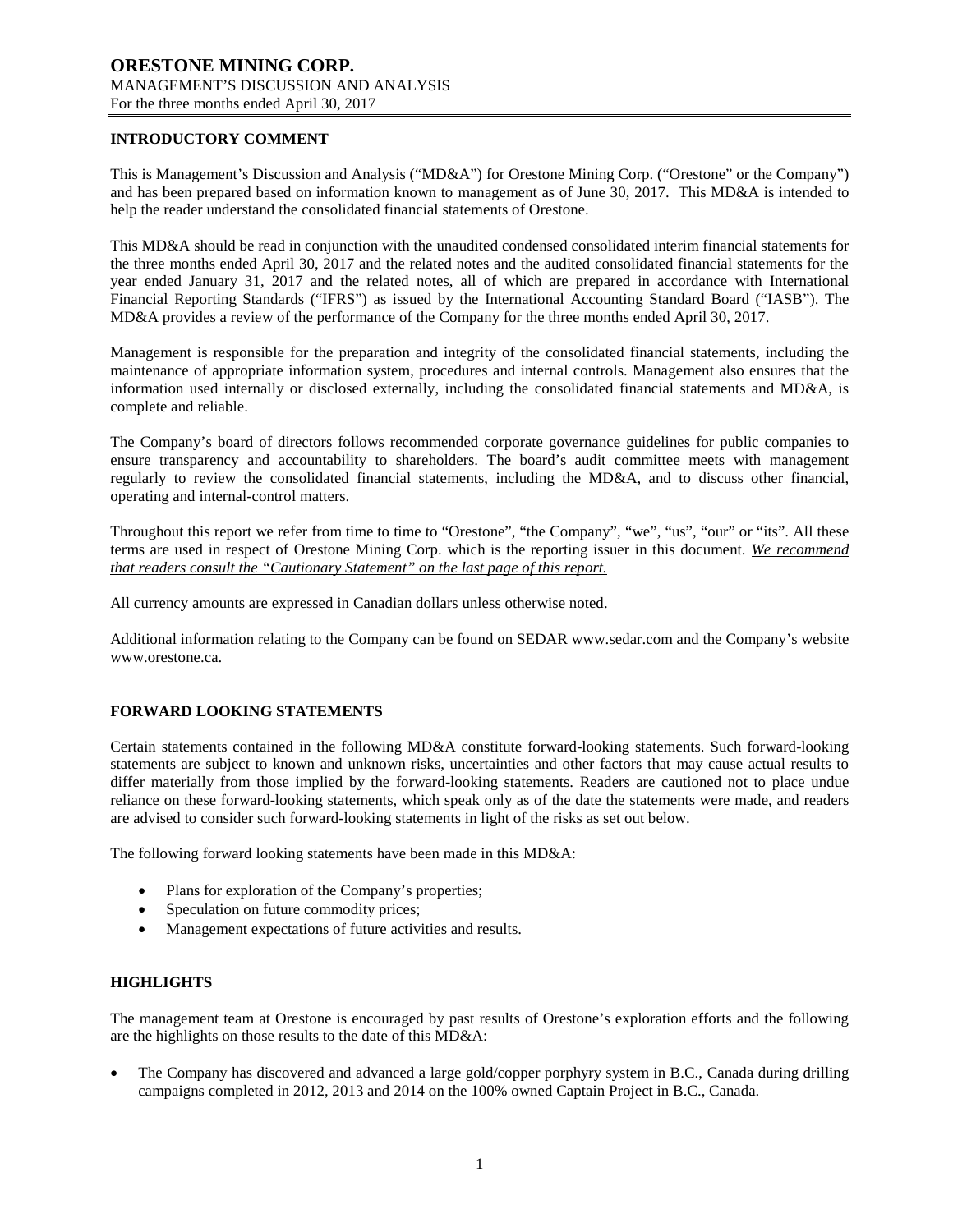# ORESTONE MINING CORP.

MANAGEMENT'S DISCUSSION AND ANALYSIS
For the three months ended April 30, 2017

## INTRODUCTORY COMMENT

This is Management's Discussion and Analysis ("MD&A") for Orestone Mining Corp. ("Orestone" or the Company") and has been prepared based on information known to management as of June 30, 2017. This MD&A is intended to help the reader understand the consolidated financial statements of Orestone.

This MD&A should be read in conjunction with the unaudited condensed consolidated interim financial statements for the three months ended April 30, 2017 and the related notes and the audited consolidated financial statements for the year ended January 31, 2017 and the related notes, all of which are prepared in accordance with International Financial Reporting Standards ("IFRS") as issued by the International Accounting Standard Board ("IASB"). The MD&A provides a review of the performance of the Company for the three months ended April 30, 2017.

Management is responsible for the preparation and integrity of the consolidated financial statements, including the maintenance of appropriate information system, procedures and internal controls. Management also ensures that the information used internally or disclosed externally, including the consolidated financial statements and MD&A, is complete and reliable.

The Company's board of directors follows recommended corporate governance guidelines for public companies to ensure transparency and accountability to shareholders. The board's audit committee meets with management regularly to review the consolidated financial statements, including the MD&A, and to discuss other financial, operating and internal-control matters.

Throughout this report we refer from time to time to "Orestone", "the Company", "we", "us", "our" or "its". All these terms are used in respect of Orestone Mining Corp. which is the reporting issuer in this document. *We recommend that readers consult the "Cautionary Statement" on the last page of this report.*

All currency amounts are expressed in Canadian dollars unless otherwise noted.

Additional information relating to the Company can be found on SEDAR www.sedar.com and the Company's website www.orestone.ca.

## FORWARD LOOKING STATEMENTS

Certain statements contained in the following MD&A constitute forward-looking statements. Such forward-looking statements are subject to known and unknown risks, uncertainties and other factors that may cause actual results to differ materially from those implied by the forward-looking statements. Readers are cautioned not to place undue reliance on these forward-looking statements, which speak only as of the date the statements were made, and readers are advised to consider such forward-looking statements in light of the risks as set out below.

The following forward looking statements have been made in this MD&A:

- Plans for exploration of the Company's properties;
- Speculation on future commodity prices;
- Management expectations of future activities and results.

## HIGHLIGHTS

The management team at Orestone is encouraged by past results of Orestone's exploration efforts and the following are the highlights on those results to the date of this MD&A:

- The Company has discovered and advanced a large gold/copper porphyry system in B.C., Canada during drilling campaigns completed in 2012, 2013 and 2014 on the 100% owned Captain Project in B.C., Canada.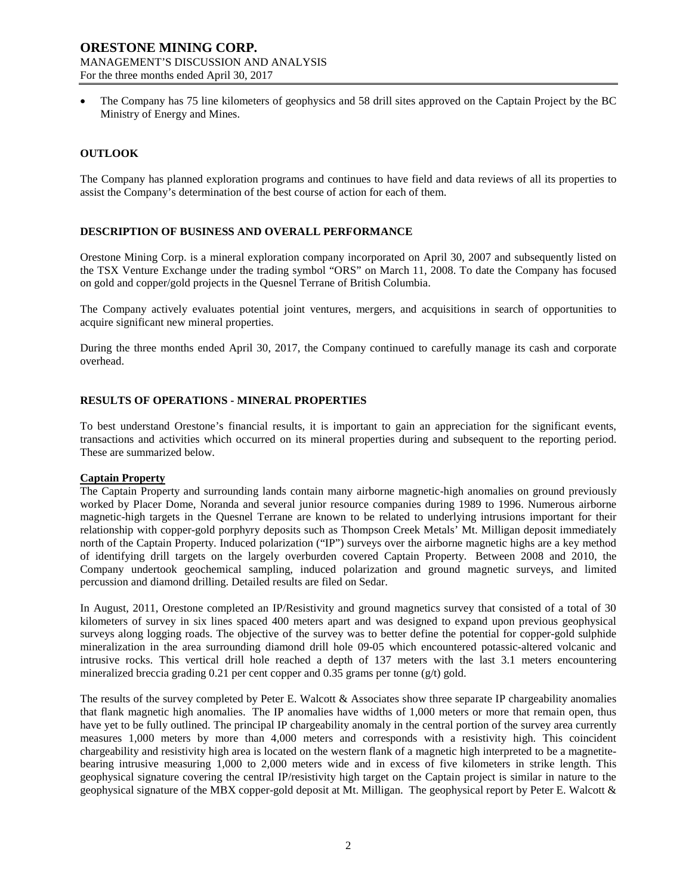- The Company has 75 line kilometers of geophysics and 58 drill sites approved on the Captain Project by the BC Ministry of Energy and Mines.

## OUTLOOK

The Company has planned exploration programs and continues to have field and data reviews of all its properties to assist the Company's determination of the best course of action for each of them.

## DESCRIPTION OF BUSINESS AND OVERALL PERFORMANCE

Orestone Mining Corp. is a mineral exploration company incorporated on April 30, 2007 and subsequently listed on the TSX Venture Exchange under the trading symbol "ORS" on March 11, 2008. To date the Company has focused on gold and copper/gold projects in the Quesnel Terrane of British Columbia.

The Company actively evaluates potential joint ventures, mergers, and acquisitions in search of opportunities to acquire significant new mineral properties.

During the three months ended April 30, 2017, the Company continued to carefully manage its cash and corporate overhead.

## RESULTS OF OPERATIONS - MINERAL PROPERTIES

To best understand Orestone's financial results, it is important to gain an appreciation for the significant events, transactions and activities which occurred on its mineral properties during and subsequent to the reporting period. These are summarized below.

### Captain Property

The Captain Property and surrounding lands contain many airborne magnetic-high anomalies on ground previously worked by Placer Dome, Noranda and several junior resource companies during 1989 to 1996. Numerous airborne magnetic-high targets in the Quesnel Terrane are known to be related to underlying intrusions important for their relationship with copper-gold porphyry deposits such as Thompson Creek Metals' Mt. Milligan deposit immediately north of the Captain Property. Induced polarization ("IP") surveys over the airborne magnetic highs are a key method of identifying drill targets on the largely overburden covered Captain Property. Between 2008 and 2010, the Company undertook geochemical sampling, induced polarization and ground magnetic surveys, and limited percussion and diamond drilling. Detailed results are filed on Sedar.

In August, 2011, Orestone completed an IP/Resistivity and ground magnetics survey that consisted of a total of 30 kilometers of survey in six lines spaced 400 meters apart and was designed to expand upon previous geophysical surveys along logging roads. The objective of the survey was to better define the potential for copper-gold sulphide mineralization in the area surrounding diamond drill hole 09-05 which encountered potassic-altered volcanic and intrusive rocks. This vertical drill hole reached a depth of 137 meters with the last 3.1 meters encountering mineralized breccia grading 0.21 per cent copper and 0.35 grams per tonne (g/t) gold.

The results of the survey completed by Peter E. Walcott & Associates show three separate IP chargeability anomalies that flank magnetic high anomalies. The IP anomalies have widths of 1,000 meters or more that remain open, thus have yet to be fully outlined. The principal IP chargeability anomaly in the central portion of the survey area currently measures 1,000 meters by more than 4,000 meters and corresponds with a resistivity high. This coincident chargeability and resistivity high area is located on the western flank of a magnetic high interpreted to be a magnetite-bearing intrusive measuring 1,000 to 2,000 meters wide and in excess of five kilometers in strike length. This geophysical signature covering the central IP/resistivity high target on the Captain project is similar in nature to the geophysical signature of the MBX copper-gold deposit at Mt. Milligan. The geophysical report by Peter E. Walcott &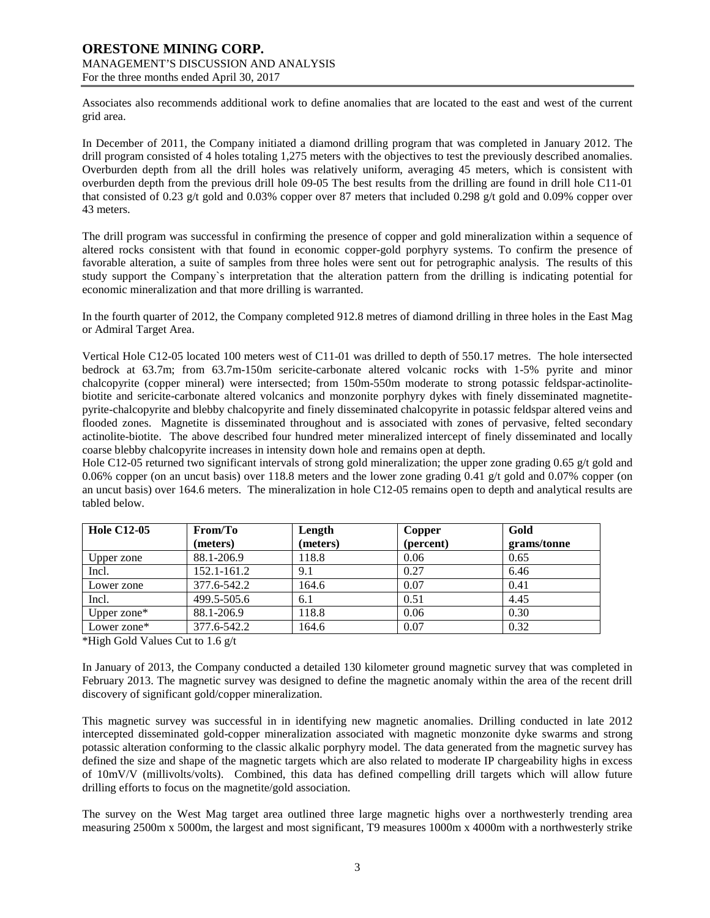Associates also recommends additional work to define anomalies that are located to the east and west of the current grid area.

In December of 2011, the Company initiated a diamond drilling program that was completed in January 2012. The drill program consisted of 4 holes totaling 1,275 meters with the objectives to test the previously described anomalies. Overburden depth from all the drill holes was relatively uniform, averaging 45 meters, which is consistent with overburden depth from the previous drill hole 09-05 The best results from the drilling are found in drill hole C11-01 that consisted of 0.23 g/t gold and 0.03% copper over 87 meters that included 0.298 g/t gold and 0.09% copper over 43 meters.

The drill program was successful in confirming the presence of copper and gold mineralization within a sequence of altered rocks consistent with that found in economic copper-gold porphyry systems. To confirm the presence of favorable alteration, a suite of samples from three holes were sent out for petrographic analysis. The results of this study support the Company`s interpretation that the alteration pattern from the drilling is indicating potential for economic mineralization and that more drilling is warranted.

In the fourth quarter of 2012, the Company completed 912.8 metres of diamond drilling in three holes in the East Mag or Admiral Target Area.

Vertical Hole C12-05 located 100 meters west of C11-01 was drilled to depth of 550.17 metres. The hole intersected bedrock at 63.7m; from 63.7m-150m sericite-carbonate altered volcanic rocks with 1-5% pyrite and minor chalcopyrite (copper mineral) were intersected; from 150m-550m moderate to strong potassic feldspar-actinolite-biotite and sericite-carbonate altered volcanics and monzonite porphyry dykes with finely disseminated magnetite-pyrite-chalcopyrite and blebby chalcopyrite and finely disseminated chalcopyrite in potassic feldspar altered veins and flooded zones. Magnetite is disseminated throughout and is associated with zones of pervasive, felted secondary actinolite-biotite. The above described four hundred meter mineralized intercept of finely disseminated and locally coarse blebby chalcopyrite increases in intensity down hole and remains open at depth.

Hole C12-05 returned two significant intervals of strong gold mineralization; the upper zone grading 0.65 g/t gold and 0.06% copper (on an uncut basis) over 118.8 meters and the lower zone grading 0.41 g/t gold and 0.07% copper (on an uncut basis) over 164.6 meters. The mineralization in hole C12-05 remains open to depth and analytical results are tabled below.

| Hole C12-05 | From/To (meters) | Length (meters) | Copper (percent) | Gold grams/tonne |
|---|---|---|---|---|
| Upper zone | 88.1-206.9 | 118.8 | 0.06 | 0.65 |
| Incl. | 152.1-161.2 | 9.1 | 0.27 | 6.46 |
| Lower zone | 377.6-542.2 | 164.6 | 0.07 | 0.41 |
| Incl. | 499.5-505.6 | 6.1 | 0.51 | 4.45 |
| Upper zone* | 88.1-206.9 | 118.8 | 0.06 | 0.30 |
| Lower zone* | 377.6-542.2 | 164.6 | 0.07 | 0.32 |

*High Gold Values Cut to 1.6 g/t

In January of 2013, the Company conducted a detailed 130 kilometer ground magnetic survey that was completed in February 2013. The magnetic survey was designed to define the magnetic anomaly within the area of the recent drill discovery of significant gold/copper mineralization.

This magnetic survey was successful in in identifying new magnetic anomalies. Drilling conducted in late 2012 intercepted disseminated gold-copper mineralization associated with magnetic monzonite dyke swarms and strong potassic alteration conforming to the classic alkalic porphyry model. The data generated from the magnetic survey has defined the size and shape of the magnetic targets which are also related to moderate IP chargeability highs in excess of 10mV/V (millivolts/volts). Combined, this data has defined compelling drill targets which will allow future drilling efforts to focus on the magnetite/gold association.

The survey on the West Mag target area outlined three large magnetic highs over a northwesterly trending area measuring 2500m x 5000m, the largest and most significant, T9 measures 1000m x 4000m with a northwesterly strike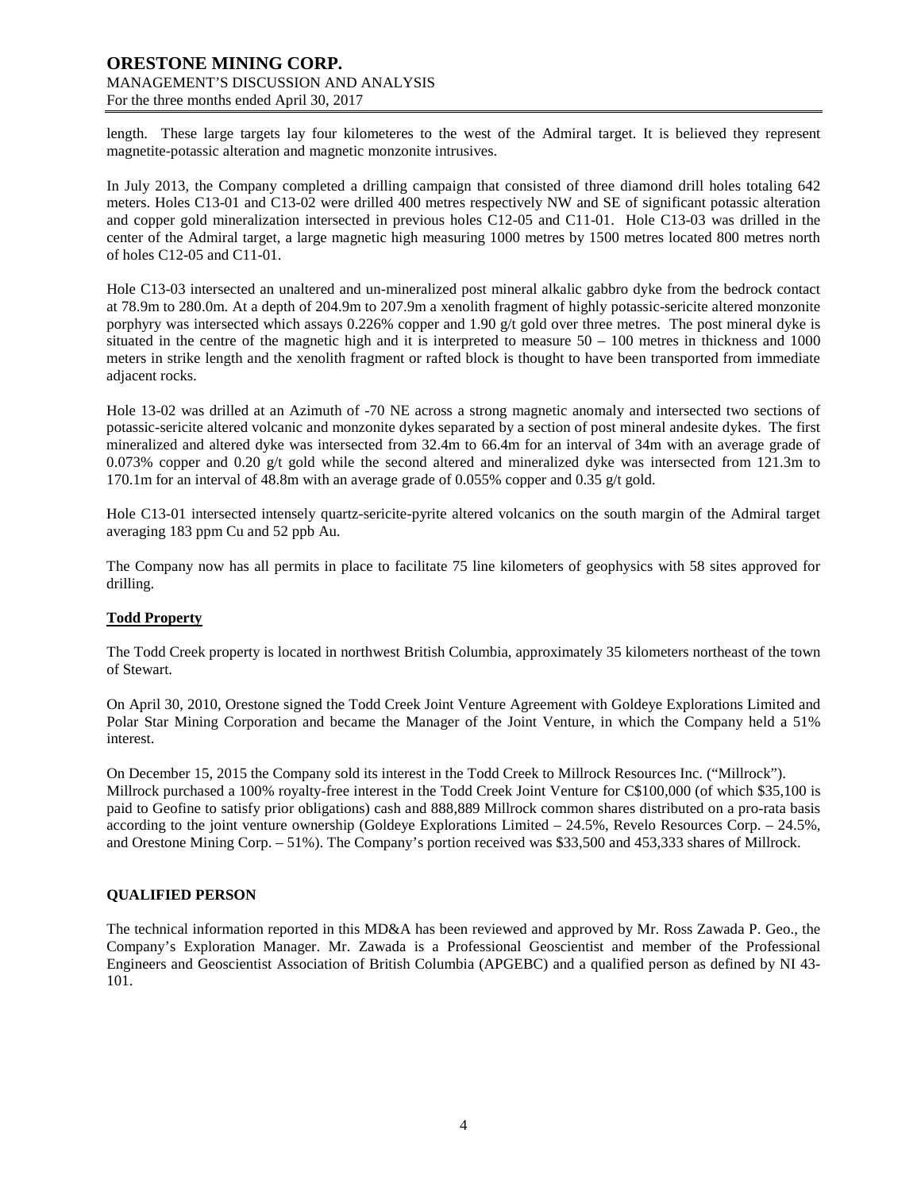length. These large targets lay four kilometeres to the west of the Admiral target. It is believed they represent magnetite-potassic alteration and magnetic monzonite intrusives.

In July 2013, the Company completed a drilling campaign that consisted of three diamond drill holes totaling 642 meters. Holes C13-01 and C13-02 were drilled 400 metres respectively NW and SE of significant potassic alteration and copper gold mineralization intersected in previous holes C12-05 and C11-01. Hole C13-03 was drilled in the center of the Admiral target, a large magnetic high measuring 1000 metres by 1500 metres located 800 metres north of holes C12-05 and C11-01.

Hole C13-03 intersected an unaltered and un-mineralized post mineral alkalic gabbro dyke from the bedrock contact at 78.9m to 280.0m. At a depth of 204.9m to 207.9m a xenolith fragment of highly potassic-sericite altered monzonite porphyry was intersected which assays 0.226% copper and 1.90 g/t gold over three metres. The post mineral dyke is situated in the centre of the magnetic high and it is interpreted to measure 50 – 100 metres in thickness and 1000 meters in strike length and the xenolith fragment or rafted block is thought to have been transported from immediate adjacent rocks.

Hole 13-02 was drilled at an Azimuth of -70 NE across a strong magnetic anomaly and intersected two sections of potassic-sericite altered volcanic and monzonite dykes separated by a section of post mineral andesite dykes. The first mineralized and altered dyke was intersected from 32.4m to 66.4m for an interval of 34m with an average grade of 0.073% copper and 0.20 g/t gold while the second altered and mineralized dyke was intersected from 121.3m to 170.1m for an interval of 48.8m with an average grade of 0.055% copper and 0.35 g/t gold.

Hole C13-01 intersected intensely quartz-sericite-pyrite altered volcanics on the south margin of the Admiral target averaging 183 ppm Cu and 52 ppb Au.

The Company now has all permits in place to facilitate 75 line kilometers of geophysics with 58 sites approved for drilling.

**Todd Property**

The Todd Creek property is located in northwest British Columbia, approximately 35 kilometers northeast of the town of Stewart.

On April 30, 2010, Orestone signed the Todd Creek Joint Venture Agreement with Goldeye Explorations Limited and Polar Star Mining Corporation and became the Manager of the Joint Venture, in which the Company held a 51% interest.

On December 15, 2015 the Company sold its interest in the Todd Creek to Millrock Resources Inc. ("Millrock"). Millrock purchased a 100% royalty-free interest in the Todd Creek Joint Venture for C$100,000 (of which $35,100 is paid to Geofine to satisfy prior obligations) cash and 888,889 Millrock common shares distributed on a pro-rata basis according to the joint venture ownership (Goldeye Explorations Limited – 24.5%, Revelo Resources Corp. – 24.5%, and Orestone Mining Corp. – 51%). The Company's portion received was $33,500 and 453,333 shares of Millrock.

## QUALIFIED PERSON

The technical information reported in this MD&A has been reviewed and approved by Mr. Ross Zawada P. Geo., the Company's Exploration Manager. Mr. Zawada is a Professional Geoscientist and member of the Professional Engineers and Geoscientist Association of British Columbia (APGEBC) and a qualified person as defined by NI 43-101.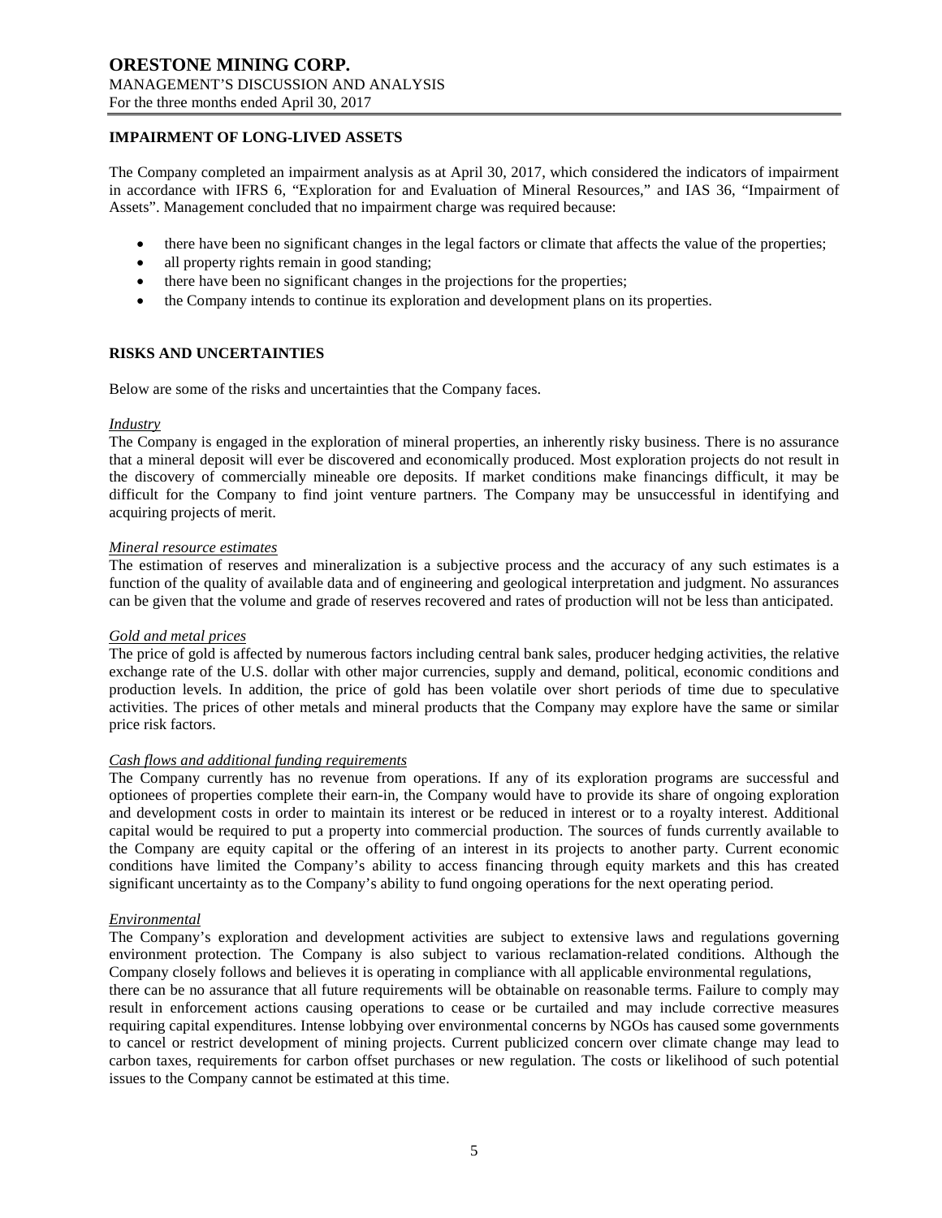## IMPAIRMENT OF LONG-LIVED ASSETS

The Company completed an impairment analysis as at April 30, 2017, which considered the indicators of impairment in accordance with IFRS 6, "Exploration for and Evaluation of Mineral Resources," and IAS 36, "Impairment of Assets". Management concluded that no impairment charge was required because:

- there have been no significant changes in the legal factors or climate that affects the value of the properties;
- all property rights remain in good standing;
- there have been no significant changes in the projections for the properties;
- the Company intends to continue its exploration and development plans on its properties.

## RISKS AND UNCERTAINTIES

Below are some of the risks and uncertainties that the Company faces.

*Industry*

The Company is engaged in the exploration of mineral properties, an inherently risky business. There is no assurance that a mineral deposit will ever be discovered and economically produced. Most exploration projects do not result in the discovery of commercially mineable ore deposits. If market conditions make financings difficult, it may be difficult for the Company to find joint venture partners. The Company may be unsuccessful in identifying and acquiring projects of merit.

*Mineral resource estimates*

The estimation of reserves and mineralization is a subjective process and the accuracy of any such estimates is a function of the quality of available data and of engineering and geological interpretation and judgment. No assurances can be given that the volume and grade of reserves recovered and rates of production will not be less than anticipated.

*Gold and metal prices*

The price of gold is affected by numerous factors including central bank sales, producer hedging activities, the relative exchange rate of the U.S. dollar with other major currencies, supply and demand, political, economic conditions and production levels. In addition, the price of gold has been volatile over short periods of time due to speculative activities. The prices of other metals and mineral products that the Company may explore have the same or similar price risk factors.

*Cash flows and additional funding requirements*

The Company currently has no revenue from operations. If any of its exploration programs are successful and optionees of properties complete their earn-in, the Company would have to provide its share of ongoing exploration and development costs in order to maintain its interest or be reduced in interest or to a royalty interest. Additional capital would be required to put a property into commercial production. The sources of funds currently available to the Company are equity capital or the offering of an interest in its projects to another party. Current economic conditions have limited the Company's ability to access financing through equity markets and this has created significant uncertainty as to the Company's ability to fund ongoing operations for the next operating period.

*Environmental*

The Company's exploration and development activities are subject to extensive laws and regulations governing environment protection. The Company is also subject to various reclamation-related conditions. Although the Company closely follows and believes it is operating in compliance with all applicable environmental regulations, there can be no assurance that all future requirements will be obtainable on reasonable terms. Failure to comply may result in enforcement actions causing operations to cease or be curtailed and may include corrective measures requiring capital expenditures. Intense lobbying over environmental concerns by NGOs has caused some governments to cancel or restrict development of mining projects. Current publicized concern over climate change may lead to carbon taxes, requirements for carbon offset purchases or new regulation. The costs or likelihood of such potential issues to the Company cannot be estimated at this time.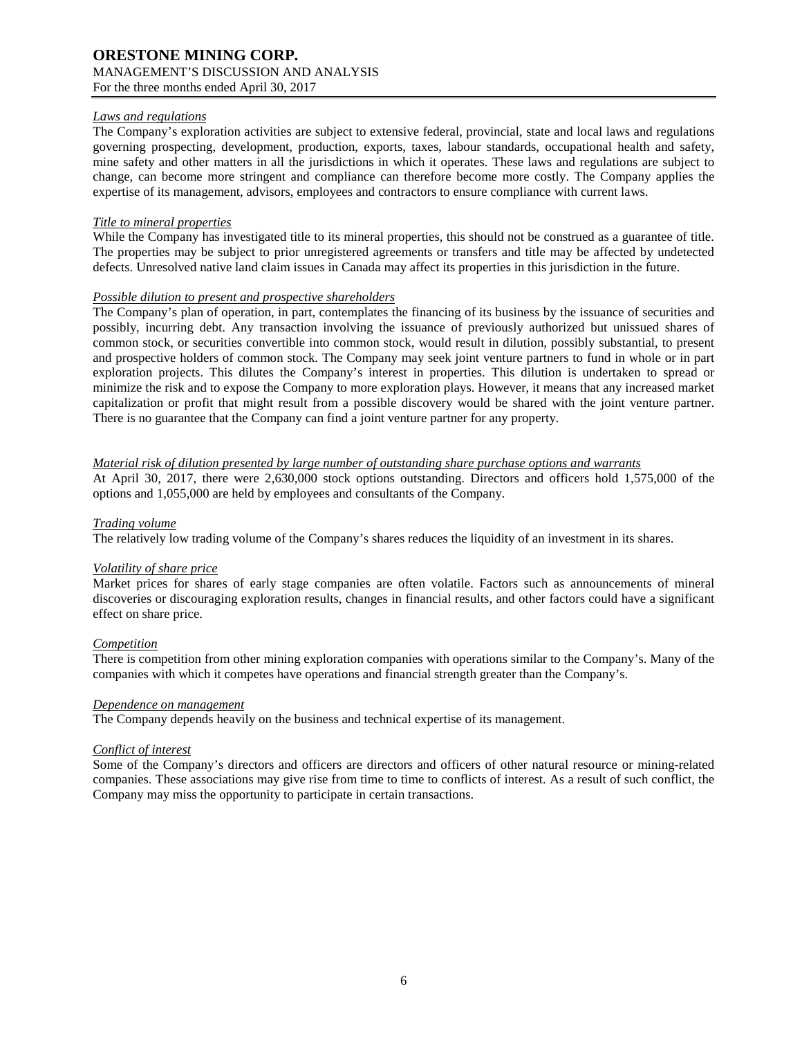*Laws and regulations*

The Company's exploration activities are subject to extensive federal, provincial, state and local laws and regulations governing prospecting, development, production, exports, taxes, labour standards, occupational health and safety, mine safety and other matters in all the jurisdictions in which it operates. These laws and regulations are subject to change, can become more stringent and compliance can therefore become more costly. The Company applies the expertise of its management, advisors, employees and contractors to ensure compliance with current laws.

*Title to mineral properties*

While the Company has investigated title to its mineral properties, this should not be construed as a guarantee of title. The properties may be subject to prior unregistered agreements or transfers and title may be affected by undetected defects. Unresolved native land claim issues in Canada may affect its properties in this jurisdiction in the future.

*Possible dilution to present and prospective shareholders*

The Company's plan of operation, in part, contemplates the financing of its business by the issuance of securities and possibly, incurring debt. Any transaction involving the issuance of previously authorized but unissued shares of common stock, or securities convertible into common stock, would result in dilution, possibly substantial, to present and prospective holders of common stock. The Company may seek joint venture partners to fund in whole or in part exploration projects. This dilutes the Company's interest in properties. This dilution is undertaken to spread or minimize the risk and to expose the Company to more exploration plays. However, it means that any increased market capitalization or profit that might result from a possible discovery would be shared with the joint venture partner. There is no guarantee that the Company can find a joint venture partner for any property.

*Material risk of dilution presented by large number of outstanding share purchase options and warrants*

At April 30, 2017, there were 2,630,000 stock options outstanding. Directors and officers hold 1,575,000 of the options and 1,055,000 are held by employees and consultants of the Company.

*Trading volume*

The relatively low trading volume of the Company's shares reduces the liquidity of an investment in its shares.

*Volatility of share price*

Market prices for shares of early stage companies are often volatile. Factors such as announcements of mineral discoveries or discouraging exploration results, changes in financial results, and other factors could have a significant effect on share price.

*Competition*

There is competition from other mining exploration companies with operations similar to the Company's. Many of the companies with which it competes have operations and financial strength greater than the Company's.

*Dependence on management*

The Company depends heavily on the business and technical expertise of its management.

*Conflict of interest*

Some of the Company's directors and officers are directors and officers of other natural resource or mining-related companies. These associations may give rise from time to time to conflicts of interest. As a result of such conflict, the Company may miss the opportunity to participate in certain transactions.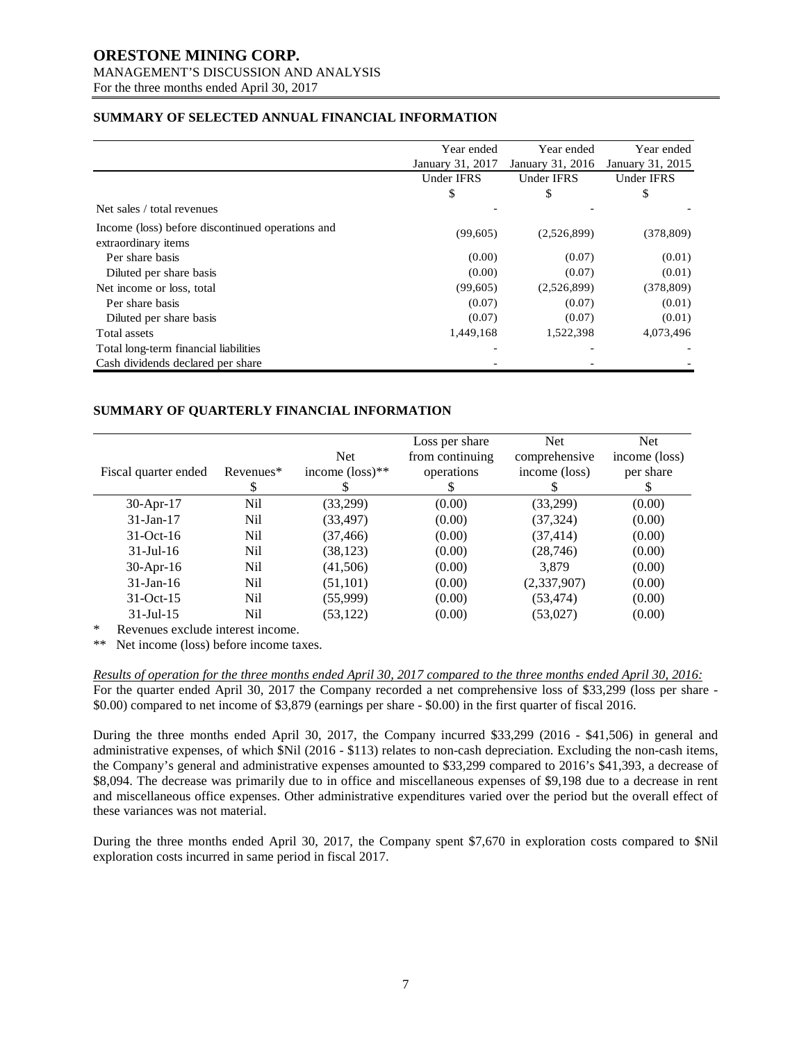## SUMMARY OF SELECTED ANNUAL FINANCIAL INFORMATION

| | Year ended January 31, 2017 | Year ended January 31, 2016 | Year ended January 31, 2015 |
|---|---|---|---|
| | Under IFRS | Under IFRS | Under IFRS |
| | $ | $ | $ |
| Net sales / total revenues | - | - | - |
| Income (loss) before discontinued operations and extraordinary items | (99,605) | (2,526,899) | (378,809) |
| Per share basis | (0.00) | (0.07) | (0.01) |
| Diluted per share basis | (0.00) | (0.07) | (0.01) |
| Net income or loss, total | (99,605) | (2,526,899) | (378,809) |
| Per share basis | (0.07) | (0.07) | (0.01) |
| Diluted per share basis | (0.07) | (0.07) | (0.01) |
| Total assets | 1,449,168 | 1,522,398 | 4,073,496 |
| Total long-term financial liabilities | - | - | - |
| Cash dividends declared per share | - | - | - |

## SUMMARY OF QUARTERLY FINANCIAL INFORMATION

| Fiscal quarter ended | Revenues* | Net income (loss)** | Loss per share from continuing operations | Net comprehensive income (loss) | Net income (loss) per share |
|---|---|---|---|---|---|
| | $ | $ | $ | $ | $ |
| 30-Apr-17 | Nil | (33,299) | (0.00) | (33,299) | (0.00) |
| 31-Jan-17 | Nil | (33,497) | (0.00) | (37,324) | (0.00) |
| 31-Oct-16 | Nil | (37,466) | (0.00) | (37,414) | (0.00) |
| 31-Jul-16 | Nil | (38,123) | (0.00) | (28,746) | (0.00) |
| 30-Apr-16 | Nil | (41,506) | (0.00) | 3,879 | (0.00) |
| 31-Jan-16 | Nil | (51,101) | (0.00) | (2,337,907) | (0.00) |
| 31-Oct-15 | Nil | (55,999) | (0.00) | (53,474) | (0.00) |
| 31-Jul-15 | Nil | (53,122) | (0.00) | (53,027) | (0.00) |

\* Revenues exclude interest income.

\*\* Net income (loss) before income taxes.

*Results of operation for the three months ended April 30, 2017 compared to the three months ended April 30, 2016:*

For the quarter ended April 30, 2017 the Company recorded a net comprehensive loss of $33,299 (loss per share - $0.00) compared to net income of $3,879 (earnings per share - $0.00) in the first quarter of fiscal 2016.

During the three months ended April 30, 2017, the Company incurred $33,299 (2016 - $41,506) in general and administrative expenses, of which $Nil (2016 - $113) relates to non-cash depreciation. Excluding the non-cash items, the Company's general and administrative expenses amounted to $33,299 compared to 2016's $41,393, a decrease of $8,094. The decrease was primarily due to in office and miscellaneous expenses of $9,198 due to a decrease in rent and miscellaneous office expenses. Other administrative expenditures varied over the period but the overall effect of these variances was not material.

During the three months ended April 30, 2017, the Company spent $7,670 in exploration costs compared to $Nil exploration costs incurred in same period in fiscal 2017.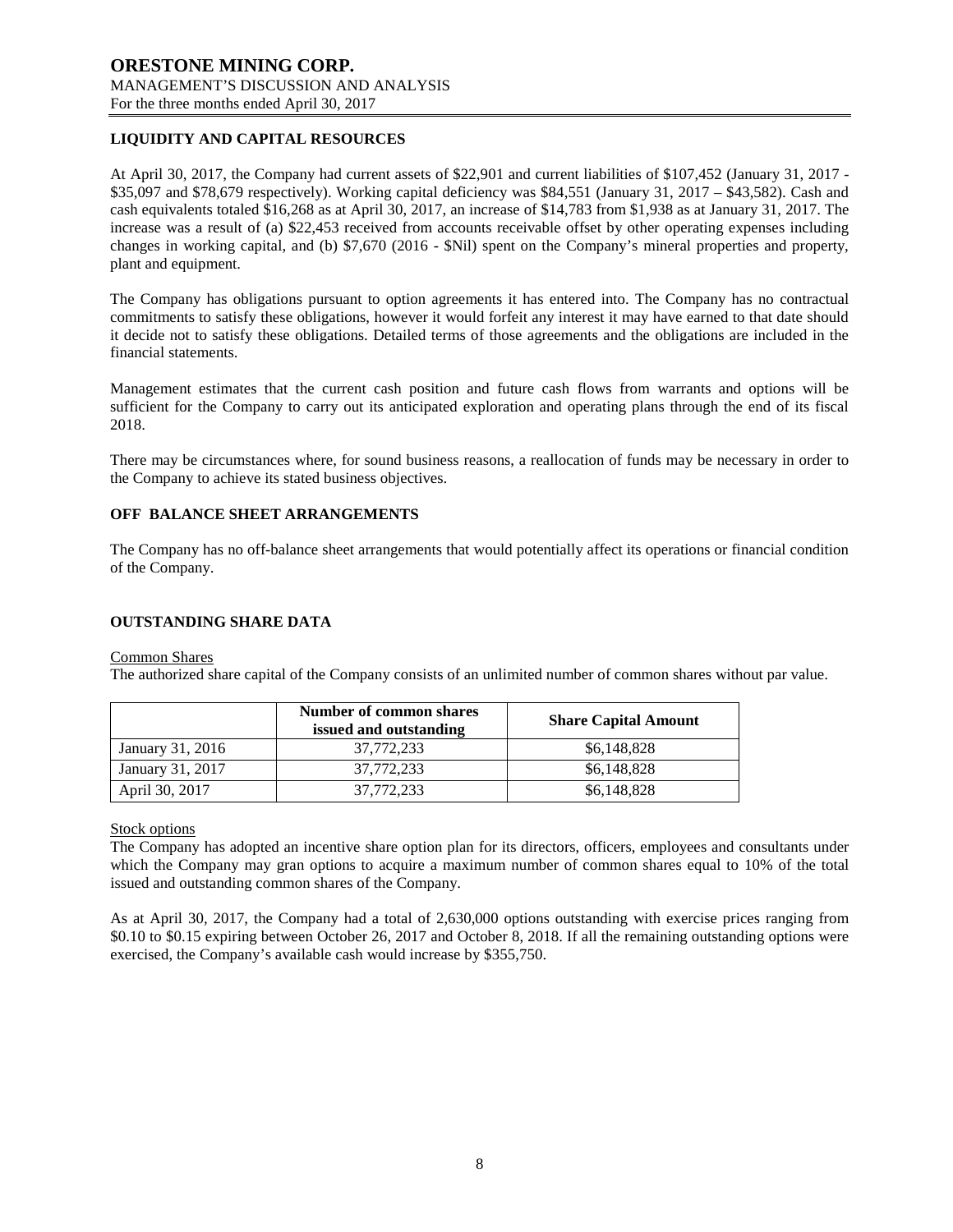## LIQUIDITY AND CAPITAL RESOURCES

At April 30, 2017, the Company had current assets of $22,901 and current liabilities of $107,452 (January 31, 2017 - $35,097 and $78,679 respectively). Working capital deficiency was $84,551 (January 31, 2017 – $43,582). Cash and cash equivalents totaled $16,268 as at April 30, 2017, an increase of $14,783 from $1,938 as at January 31, 2017. The increase was a result of (a) $22,453 received from accounts receivable offset by other operating expenses including changes in working capital, and (b) $7,670 (2016 - $Nil) spent on the Company's mineral properties and property, plant and equipment.

The Company has obligations pursuant to option agreements it has entered into. The Company has no contractual commitments to satisfy these obligations, however it would forfeit any interest it may have earned to that date should it decide not to satisfy these obligations. Detailed terms of those agreements and the obligations are included in the financial statements.

Management estimates that the current cash position and future cash flows from warrants and options will be sufficient for the Company to carry out its anticipated exploration and operating plans through the end of its fiscal 2018.

There may be circumstances where, for sound business reasons, a reallocation of funds may be necessary in order to the Company to achieve its stated business objectives.

## OFF BALANCE SHEET ARRANGEMENTS

The Company has no off-balance sheet arrangements that would potentially affect its operations or financial condition of the Company.

## OUTSTANDING SHARE DATA

Common Shares

The authorized share capital of the Company consists of an unlimited number of common shares without par value.

| | Number of common shares issued and outstanding | Share Capital Amount |
|---|---|---|
| January 31, 2016 | 37,772,233 | $6,148,828 |
| January 31, 2017 | 37,772,233 | $6,148,828 |
| April 30, 2017 | 37,772,233 | $6,148,828 |

Stock options

The Company has adopted an incentive share option plan for its directors, officers, employees and consultants under which the Company may gran options to acquire a maximum number of common shares equal to 10% of the total issued and outstanding common shares of the Company.

As at April 30, 2017, the Company had a total of 2,630,000 options outstanding with exercise prices ranging from $0.10 to $0.15 expiring between October 26, 2017 and October 8, 2018. If all the remaining outstanding options were exercised, the Company's available cash would increase by $355,750.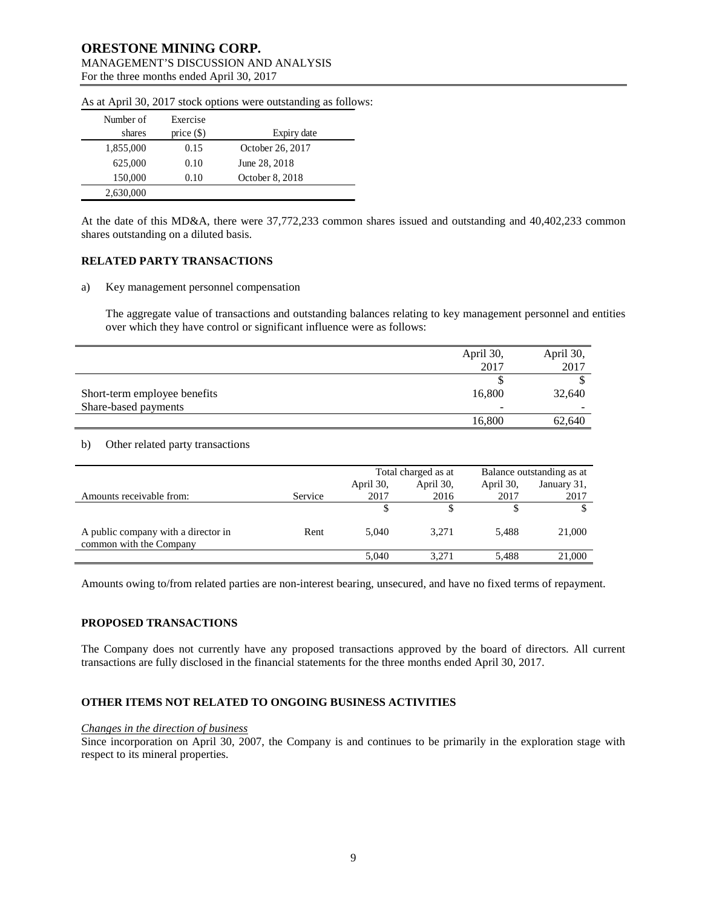As at April 30, 2017 stock options were outstanding as follows:

| Number of shares | Exercise price ($) | Expiry date |
|---|---|---|
| 1,855,000 | 0.15 | October 26, 2017 |
| 625,000 | 0.10 | June 28, 2018 |
| 150,000 | 0.10 | October 8, 2018 |
| 2,630,000 | | |

At the date of this MD&A, there were 37,772,233 common shares issued and outstanding and 40,402,233 common shares outstanding on a diluted basis.

## RELATED PARTY TRANSACTIONS

a) Key management personnel compensation

The aggregate value of transactions and outstanding balances relating to key management personnel and entities over which they have control or significant influence were as follows:

| | April 30, 2017 | April 30, 2017 |
|---|---|---|
| | $ | $ |
| Short-term employee benefits | 16,800 | 32,640 |
| Share-based payments | - | - |
| | 16,800 | 62,640 |

b) Other related party transactions

| | | Total charged as at | | Balance outstanding as at | |
|---|---|---|---|---|---|
| Amounts receivable from: | Service | April 30, 2017 | April 30, 2016 | April 30, 2017 | January 31, 2017 |
| | | $ | $ | $ | $ |
| A public company with a director in common with the Company | Rent | 5,040 | 3,271 | 5,488 | 21,000 |
| | | 5,040 | 3,271 | 5,488 | 21,000 |

Amounts owing to/from related parties are non-interest bearing, unsecured, and have no fixed terms of repayment.

## PROPOSED TRANSACTIONS

The Company does not currently have any proposed transactions approved by the board of directors. All current transactions are fully disclosed in the financial statements for the three months ended April 30, 2017.

## OTHER ITEMS NOT RELATED TO ONGOING BUSINESS ACTIVITIES

*Changes in the direction of business*

Since incorporation on April 30, 2007, the Company is and continues to be primarily in the exploration stage with respect to its mineral properties.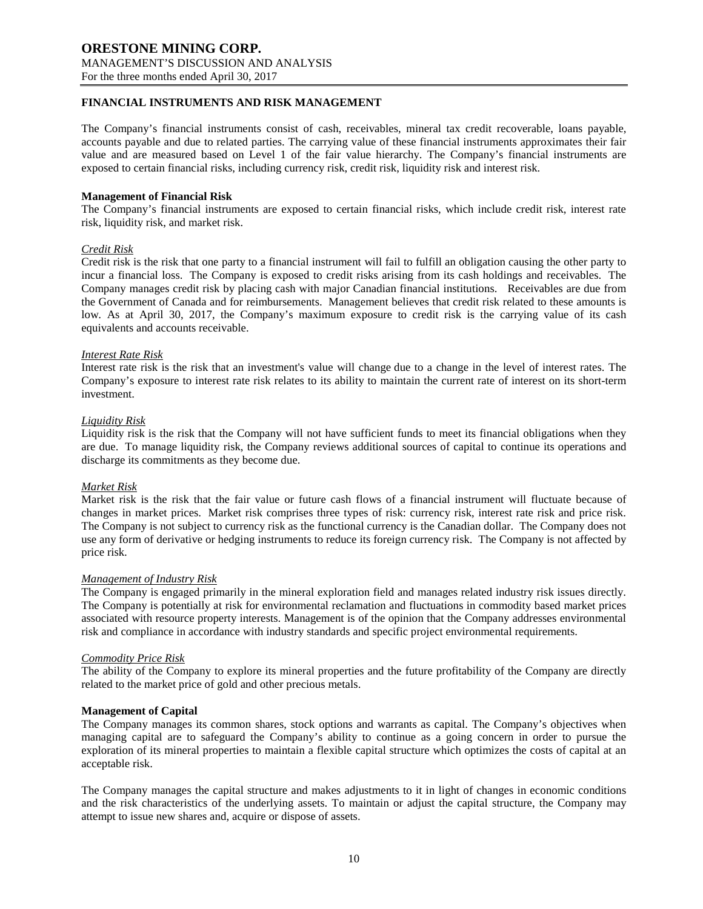## FINANCIAL INSTRUMENTS AND RISK MANAGEMENT

The Company's financial instruments consist of cash, receivables, mineral tax credit recoverable, loans payable, accounts payable and due to related parties. The carrying value of these financial instruments approximates their fair value and are measured based on Level 1 of the fair value hierarchy. The Company's financial instruments are exposed to certain financial risks, including currency risk, credit risk, liquidity risk and interest risk.

### Management of Financial Risk

The Company's financial instruments are exposed to certain financial risks, which include credit risk, interest rate risk, liquidity risk, and market risk.

*Credit Risk*

Credit risk is the risk that one party to a financial instrument will fail to fulfill an obligation causing the other party to incur a financial loss. The Company is exposed to credit risks arising from its cash holdings and receivables. The Company manages credit risk by placing cash with major Canadian financial institutions. Receivables are due from the Government of Canada and for reimbursements. Management believes that credit risk related to these amounts is low. As at April 30, 2017, the Company's maximum exposure to credit risk is the carrying value of its cash equivalents and accounts receivable.

*Interest Rate Risk*

Interest rate risk is the risk that an investment's value will change due to a change in the level of interest rates. The Company's exposure to interest rate risk relates to its ability to maintain the current rate of interest on its short-term investment.

*Liquidity Risk*

Liquidity risk is the risk that the Company will not have sufficient funds to meet its financial obligations when they are due. To manage liquidity risk, the Company reviews additional sources of capital to continue its operations and discharge its commitments as they become due.

*Market Risk*

Market risk is the risk that the fair value or future cash flows of a financial instrument will fluctuate because of changes in market prices. Market risk comprises three types of risk: currency risk, interest rate risk and price risk. The Company is not subject to currency risk as the functional currency is the Canadian dollar. The Company does not use any form of derivative or hedging instruments to reduce its foreign currency risk. The Company is not affected by price risk.

*Management of Industry Risk*

The Company is engaged primarily in the mineral exploration field and manages related industry risk issues directly. The Company is potentially at risk for environmental reclamation and fluctuations in commodity based market prices associated with resource property interests. Management is of the opinion that the Company addresses environmental risk and compliance in accordance with industry standards and specific project environmental requirements.

*Commodity Price Risk*

The ability of the Company to explore its mineral properties and the future profitability of the Company are directly related to the market price of gold and other precious metals.

### Management of Capital

The Company manages its common shares, stock options and warrants as capital. The Company's objectives when managing capital are to safeguard the Company's ability to continue as a going concern in order to pursue the exploration of its mineral properties to maintain a flexible capital structure which optimizes the costs of capital at an acceptable risk.

The Company manages the capital structure and makes adjustments to it in light of changes in economic conditions and the risk characteristics of the underlying assets. To maintain or adjust the capital structure, the Company may attempt to issue new shares and, acquire or dispose of assets.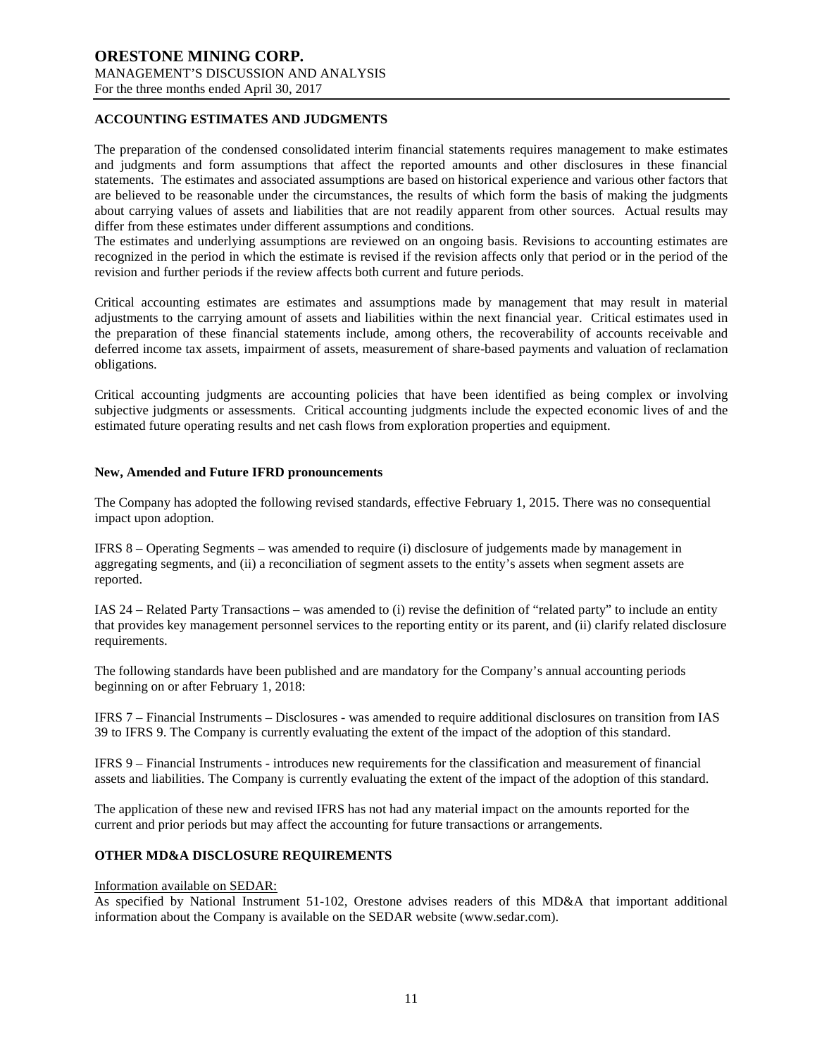## ACCOUNTING ESTIMATES AND JUDGMENTS

The preparation of the condensed consolidated interim financial statements requires management to make estimates and judgments and form assumptions that affect the reported amounts and other disclosures in these financial statements. The estimates and associated assumptions are based on historical experience and various other factors that are believed to be reasonable under the circumstances, the results of which form the basis of making the judgments about carrying values of assets and liabilities that are not readily apparent from other sources. Actual results may differ from these estimates under different assumptions and conditions.

The estimates and underlying assumptions are reviewed on an ongoing basis. Revisions to accounting estimates are recognized in the period in which the estimate is revised if the revision affects only that period or in the period of the revision and further periods if the review affects both current and future periods.

Critical accounting estimates are estimates and assumptions made by management that may result in material adjustments to the carrying amount of assets and liabilities within the next financial year. Critical estimates used in the preparation of these financial statements include, among others, the recoverability of accounts receivable and deferred income tax assets, impairment of assets, measurement of share-based payments and valuation of reclamation obligations.

Critical accounting judgments are accounting policies that have been identified as being complex or involving subjective judgments or assessments. Critical accounting judgments include the expected economic lives of and the estimated future operating results and net cash flows from exploration properties and equipment.

### New, Amended and Future IFRD pronouncements

The Company has adopted the following revised standards, effective February 1, 2015. There was no consequential impact upon adoption.

IFRS 8 – Operating Segments – was amended to require (i) disclosure of judgements made by management in aggregating segments, and (ii) a reconciliation of segment assets to the entity's assets when segment assets are reported.

IAS 24 – Related Party Transactions – was amended to (i) revise the definition of "related party" to include an entity that provides key management personnel services to the reporting entity or its parent, and (ii) clarify related disclosure requirements.

The following standards have been published and are mandatory for the Company's annual accounting periods beginning on or after February 1, 2018:

IFRS 7 – Financial Instruments – Disclosures - was amended to require additional disclosures on transition from IAS 39 to IFRS 9. The Company is currently evaluating the extent of the impact of the adoption of this standard.

IFRS 9 – Financial Instruments - introduces new requirements for the classification and measurement of financial assets and liabilities. The Company is currently evaluating the extent of the impact of the adoption of this standard.

The application of these new and revised IFRS has not had any material impact on the amounts reported for the current and prior periods but may affect the accounting for future transactions or arrangements.

## OTHER MD&A DISCLOSURE REQUIREMENTS

Information available on SEDAR:

As specified by National Instrument 51-102, Orestone advises readers of this MD&A that important additional information about the Company is available on the SEDAR website (www.sedar.com).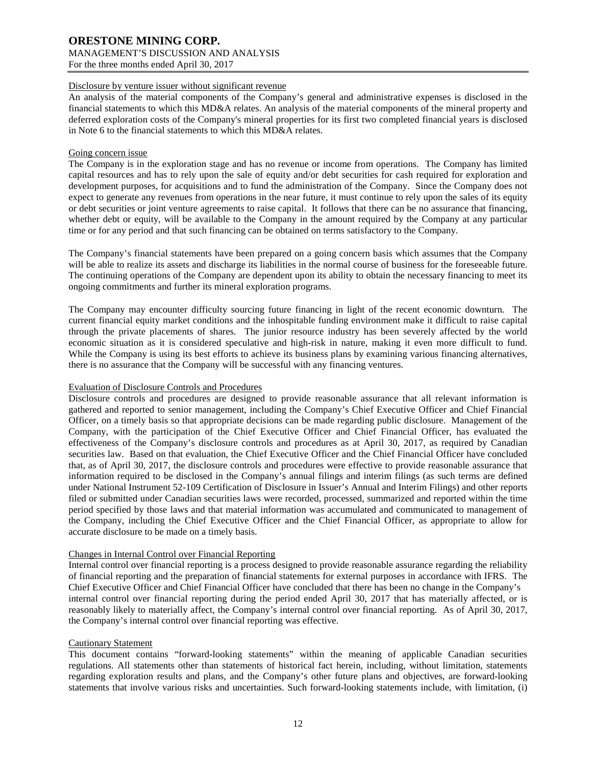#### Disclosure by venture issuer without significant revenue

An analysis of the material components of the Company's general and administrative expenses is disclosed in the financial statements to which this MD&A relates. An analysis of the material components of the mineral property and deferred exploration costs of the Company's mineral properties for its first two completed financial years is disclosed in Note 6 to the financial statements to which this MD&A relates.

#### Going concern issue

The Company is in the exploration stage and has no revenue or income from operations. The Company has limited capital resources and has to rely upon the sale of equity and/or debt securities for cash required for exploration and development purposes, for acquisitions and to fund the administration of the Company. Since the Company does not expect to generate any revenues from operations in the near future, it must continue to rely upon the sales of its equity or debt securities or joint venture agreements to raise capital. It follows that there can be no assurance that financing, whether debt or equity, will be available to the Company in the amount required by the Company at any particular time or for any period and that such financing can be obtained on terms satisfactory to the Company.

The Company's financial statements have been prepared on a going concern basis which assumes that the Company will be able to realize its assets and discharge its liabilities in the normal course of business for the foreseeable future. The continuing operations of the Company are dependent upon its ability to obtain the necessary financing to meet its ongoing commitments and further its mineral exploration programs.

The Company may encounter difficulty sourcing future financing in light of the recent economic downturn. The current financial equity market conditions and the inhospitable funding environment make it difficult to raise capital through the private placements of shares. The junior resource industry has been severely affected by the world economic situation as it is considered speculative and high-risk in nature, making it even more difficult to fund. While the Company is using its best efforts to achieve its business plans by examining various financing alternatives, there is no assurance that the Company will be successful with any financing ventures.

#### Evaluation of Disclosure Controls and Procedures

Disclosure controls and procedures are designed to provide reasonable assurance that all relevant information is gathered and reported to senior management, including the Company's Chief Executive Officer and Chief Financial Officer, on a timely basis so that appropriate decisions can be made regarding public disclosure. Management of the Company, with the participation of the Chief Executive Officer and Chief Financial Officer, has evaluated the effectiveness of the Company's disclosure controls and procedures as at April 30, 2017, as required by Canadian securities law. Based on that evaluation, the Chief Executive Officer and the Chief Financial Officer have concluded that, as of April 30, 2017, the disclosure controls and procedures were effective to provide reasonable assurance that information required to be disclosed in the Company's annual filings and interim filings (as such terms are defined under National Instrument 52-109 Certification of Disclosure in Issuer's Annual and Interim Filings) and other reports filed or submitted under Canadian securities laws were recorded, processed, summarized and reported within the time period specified by those laws and that material information was accumulated and communicated to management of the Company, including the Chief Executive Officer and the Chief Financial Officer, as appropriate to allow for accurate disclosure to be made on a timely basis.

#### Changes in Internal Control over Financial Reporting

Internal control over financial reporting is a process designed to provide reasonable assurance regarding the reliability of financial reporting and the preparation of financial statements for external purposes in accordance with IFRS. The Chief Executive Officer and Chief Financial Officer have concluded that there has been no change in the Company's internal control over financial reporting during the period ended April 30, 2017 that has materially affected, or is reasonably likely to materially affect, the Company's internal control over financial reporting. As of April 30, 2017, the Company's internal control over financial reporting was effective.

#### Cautionary Statement

This document contains "forward-looking statements" within the meaning of applicable Canadian securities regulations. All statements other than statements of historical fact herein, including, without limitation, statements regarding exploration results and plans, and the Company's other future plans and objectives, are forward-looking statements that involve various risks and uncertainties. Such forward-looking statements include, with limitation, (i)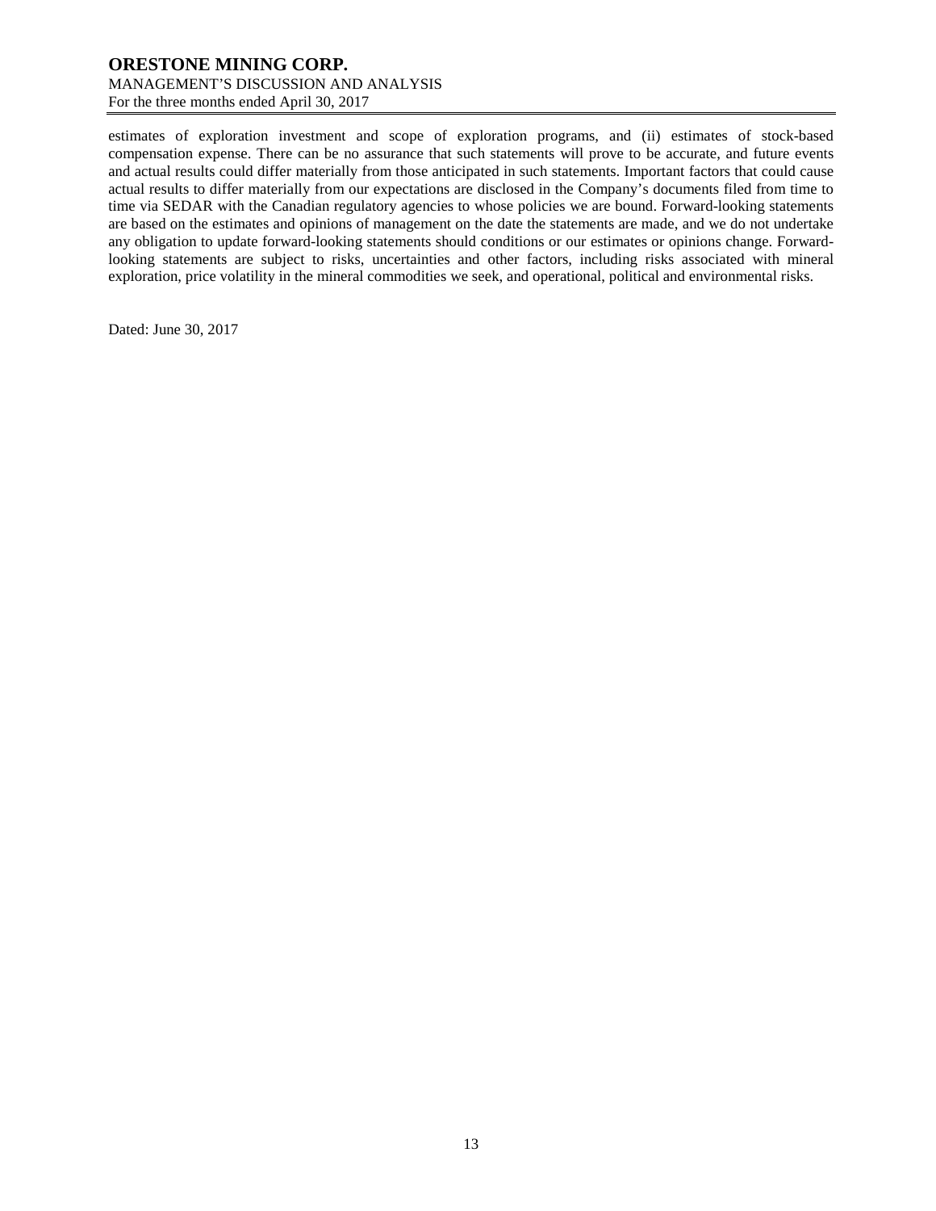estimates of exploration investment and scope of exploration programs, and (ii) estimates of stock-based compensation expense. There can be no assurance that such statements will prove to be accurate, and future events and actual results could differ materially from those anticipated in such statements. Important factors that could cause actual results to differ materially from our expectations are disclosed in the Company's documents filed from time to time via SEDAR with the Canadian regulatory agencies to whose policies we are bound. Forward-looking statements are based on the estimates and opinions of management on the date the statements are made, and we do not undertake any obligation to update forward-looking statements should conditions or our estimates or opinions change. Forward-looking statements are subject to risks, uncertainties and other factors, including risks associated with mineral exploration, price volatility in the mineral commodities we seek, and operational, political and environmental risks.

Dated: June 30, 2017